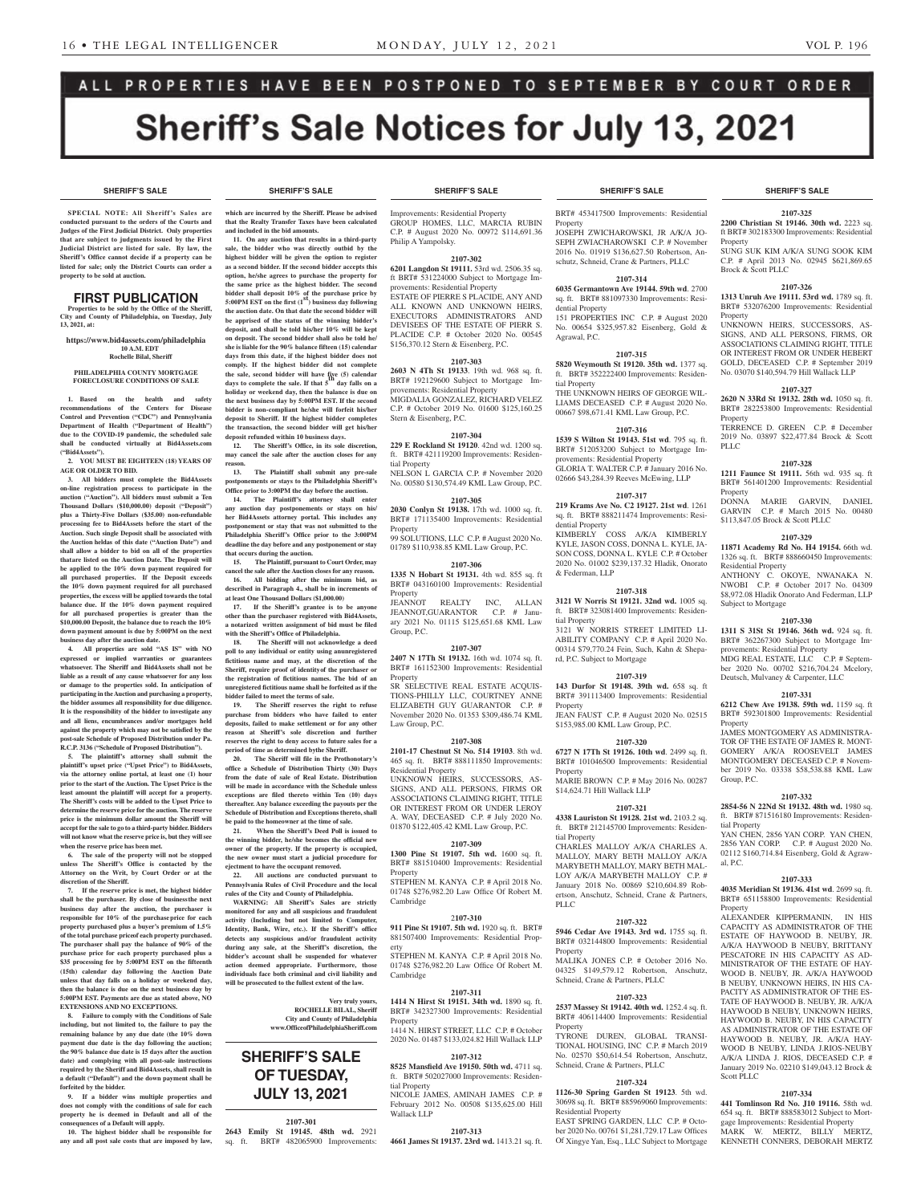ALL PROPERTIES HAVE BEEN POSTPONED TO SEPTEMBER BY COURT ORDER

# Sheriff's Sale Notices for July 13, 2021

**SHERIFF'S SALE**

**SPECIAL NOTE: All Sheriff's Sales are conducted pursuant to the orders of the Courts and Judges of the First Judicial District. Only properties that are subject to judgments issued by the First Judicial District are listed for sale. By law, the Sheriff's Office cannot decide if a property can be listed for sale; only the District Courts can order a property to be sold at auction.**

## FIRST PUBLICATION

**Properties to be sold by the Office of the Sheriff, City and County of Philadelphia, on Tuesday, July 13, 2021, at:**

**https://www.bid4assets.com/philadelphia**
**10 A.M. EDT**
**Rochelle Bilal, Sheriff**

**PHILADELPHIA COUNTY MORTGAGE FORECLOSURE CONDITIONS OF SALE**

**1. Based on the health and safety recommendations of the Centers for Disease Control and Prevention ("CDC") and Pennsylvania Department of Health ("Department of Health") due to the COVID-19 pandemic, the scheduled sale shall be conducted virtually at Bid4Assets.com ("Bid4Assets").**

**2. YOU MUST BE EIGHTEEN (18) YEARS OF AGE OR OLDER TO BID.**

**3. All bidders must complete the Bid4Assets on-line registration process to participate in the auction ("Auction"). All bidders must submit a Ten Thousand Dollars ($10,000.00) deposit ("Deposit") plus a Thirty-Five Dollars ($35.00) non-refundable processing fee to Bid4Assets before the start of the Auction. Such single Deposit shall be associated with the Auction held as of this date ("Auction Date") and shall allow a bidder to bid on all of the properties that are listed on the Auction Date. The Deposit will be applied to the 10% down payment required for all purchased properties. If the Deposit exceeds the 10% down payment required for all purchased properties, the excess will be applied towards the total balance due. If the 10% down payment required for all purchased properties is greater than the $10,000.00 Deposit, the balance due to reach the 10% down payment amount is due by 5:00PM on the next business day after the auction date.**

**4. All properties are sold "AS IS" with NO expressed or implied warranties or guarantees whatsoever. The Sheriff and Bid4Assets shall not be liable as a result of any cause whatsoever for any loss or damage to the properties sold. In anticipation of participating in the Auction and purchasing a property, the bidder assumes all responsibility for due diligence. It is the responsibility of the bidder to investigate any and all liens, encumbrances and/or mortgages held against the property which may not be satisfied by the post-sale Schedule of Proposed Distribution under Pa. R.C.P. 3136 ("Schedule of Proposed Distribution").**

**5. The plaintiff's attorney shall submit the plaintiff's upset price ("Upset Price") to Bid4Assets, via the attorney online portal, at least one (1) hour prior to the start of the Auction. The Upset Price is the least amount the plaintiff will accept for a property. The Sheriff's costs will be added to the Upset Price to determine the reserve price for the auction. The reserve price is the minimum dollar amount the Sheriff will accept for the sale to go to a third-party bidder. Bidders will not know what the reserve price is, but they will see when the reserve price has been met.**

**6. The sale of the property will not be stopped unless The Sheriff's Office is contacted by the Attorney on the Writ, by Court Order or at the discretion of the Sheriff.**

**7. If the reserve price is met, the highest bidder shall be the purchaser. By close of business the next business day after the auction, the purchaser is responsible for 10% of the purchase price for each property purchased plus a buyer's premium of 1.5% of the total purchase price of each property purchased. The purchaser shall pay the balance of 90% of the purchase price for each property purchased plus a $35 processing fee by 5:00PM EST on the fifteenth (15th) calendar day following the Auction Date unless that day falls on a holiday or weekend day, then the balance is due on the next business day by 5:00PM EST. Payments are due as stated above, NO EXTENSIONS AND NO EXCEPTIONS.**

**8. Failure to comply with the Conditions of Sale including, but not limited to, the failure to pay the remaining balance by any due date (the 10% down payment due date is the day following the auction; the 90% balance due date is 15 days after the auction date) and complying with all post-sale instructions required by the Sheriff and Bid4Assets, shall result in a default ("Default") and the down payment shall be forfeited by the bidder.**

**9. If a bidder wins multiple properties and does not comply with the conditions of sale for each property he is deemed in Default and all of the consequences of a Default will apply.**

**10. The highest bidder shall be responsible for any and all post sale costs that are imposed by law, which are incurred by the Sheriff. Please be advised that the Realty Transfer Taxes have been calculated and included in the bid amounts.**

**11. On any auction that results in a third-party sale, the bidder who was directly outbid by the highest bidder will be given the option to register as a second bidder. If the second bidder accepts this option, he/she agrees to purchase the property for the same price as the highest bidder. The second bidder shall deposit 10% of the purchase price by 5:00PM EST on the first (1st) business day following the auction date. On that date the second bidder will be apprised of the status of the winning bidder's deposit, and shall be told his/her 10% will be kept on deposit. The second bidder shall also be told he/she is liable for the 90% balance fifteen (15) calendar days from this date, if the highest bidder does not comply. If the highest bidder did not complete the sale, second bidder will have five (5) calendar days to complete the sale. If that 5th day falls on a holiday or weekend day, then the balance is due on the next business day by 5:00PM EST. If the second bidder is non-compliant he/she will forfeit his/her deposit to Sheriff. If the highest bidder completes the transaction, the second bidder will get his/her deposit refunded within 10 business days.**

**12. The Sheriff's Office, in its sole discretion, may cancel the sale after the auction closes for any reason.**

**13. The Plaintiff shall submit any pre-sale postponements or stays to the Philadelphia Sheriff's Office prior to 3:00PM the day before the auction.**

**14. The Plaintiff's attorney shall enter any auction day postponements or stays on his/her Bid4Assets attorney portal. This includes any postponement or stay that was not submitted to the Philadelphia Sheriff's Office prior to the 3:00PM deadline the day before and any postponement or stay that occurs during the auction.**

**15. The Plaintiff, pursuant to Court Order, may cancel the sale after the Auction closes for any reason.**

**16. All bidding after the minimum bid, as described in Paragraph 4., shall be in increments of at least One Thousand Dollars ($1,000.00)**

**17. If the Sheriff's grantee is to be anyone other than the purchaser registered with Bid4Assets, a notarized written assignment of bid must be filed with the Sheriff's Office of Philadelphia.**

**18. The Sheriff will not acknowledge a deed poll to any individual or entity using an unregistered fictitious name and may, at the discretion of the Sheriff, require proof of identity of the purchaser or the registration of fictitious names. The bid of an unregistered fictitious name shall be forfeited as if the bidder failed to meet the terms of sale.**

**19. The Sheriff reserves the right to refuse purchase from bidders who have failed to enter deposits, failed to make settlement or for any other reason at Sheriff's sole discretion and further reserves the right to deny access to future sales for a period of time as determined by the Sheriff.**

**20. The Sheriff will file in the Prothonotary's office a Schedule of Distribution Thirty (30) Days from the date of sale of Real Estate. Distribution will be made in accordance with the Schedule unless exceptions are filed thereto within Ten (10) days thereafter. Any balance exceeding the payouts per the Schedule of Distribution and Exceptions thereto, shall be paid to the homeowner at the time of sale.**

**21. When the Sheriff's Deed Poll is issued to the winning bidder, he/she becomes the official new owner of the property. If the property is occupied, the new owner must start a judicial procedure for ejectment to have the occupant removed.**

**22. All auctions are conducted pursuant to Pennsylvania Rules of Civil Procedure and the local rules of the City and County of Philadelphia.**

**WARNING: All Sheriff's Sales are strictly monitored for any and all suspicious and fraudulent activity (Including but not limited to Computer, Identity, Bank, Wire, etc.). If the Sheriff's office detects any suspicious and/or fraudulent activity during any sale, at the Sheriff's discretion, the bidder's account shall be suspended for whatever action deemed appropriate. Furthermore, those individuals face both criminal and civil liability and will be prosecuted to the fullest extent of the law.**

**Very truly yours,**
**ROCHELLE BILAL, Sheriff**
**City and County of Philadelphia**
**www.OfficeofPhiladelphiaSheriff.com**

## SHERIFF'S SALE OF TUESDAY, JULY 13, 2021

**2107-301**
**2643 Emily St 19145. 48th wd.** 2921 sq. ft. BRT# 482065900 Improvements: Improvements: Residential Property
GROUP HOMES, LLC, MARCIA RUBIN C.P. # August 2020 No. 00972 $114,691.36 Philip A Yampolsky.

**2107-302**
**6201 Langdon St 19111.** 53rd wd. 2506.35 sq. ft BRT# 531224000 Subject to Mortgage Improvements: Residential Property
ESTATE OF PIERRE S PLACIDE, ANY AND ALL KNOWN AND UNKNOWN HEIRS, EXECUTORS ADMINISTRATORS AND DEVISEES OF THE ESTATE OF PIERR S. PLACIDE C.P. # October 2020 No. 00545 $156,370.12 Stern & Eisenberg, P.C.

**2107-303**
**2603 N 4Th St 19133**. 19th wd. 968 sq. ft. BRT# 192129600 Subject to Mortgage Improvements: Residential Property
MIGDALIA GONZALEZ, RICHARD VELEZ C.P. # October 2019 No. 01600 $125,160.25 Stern & Eisenberg, P.C.

**2107-304**
**229 E Rockland St 19120**. 42nd wd. 1200 sq. ft. BRT# 421119200 Improvements: Residential Property
NELSON L GARCIA C.P. # November 2020 No. 00580 $130,574.49 KML Law Group, P.C.

**2107-305**
**2030 Conlyn St 19138.** 17th wd. 1000 sq. ft. BRT# 171135400 Improvements: Residential Property
99 SOLUTIONS, LLC C.P. # August 2020 No. 01789 $110,938.85 KML Law Group, P.C.

**2107-306**
**1335 N Hobart St 19131.** 4th wd. 855 sq. ft BRT# 043160100 Improvements: Residential Property
JEANNOT REALTY INC, ALLAN JEANNOT,GUARANTOR C.P. # January 2021 No. 01115 $125,651.68 KML Law Group, P.C.

**2107-307**
**2407 N 17Th St 19132.** 16th wd. 1074 sq. ft. BRT# 161152300 Improvements: Residential Property
SR SELECTIVE REAL ESTATE ACQUISTIONS-PHILLY LLC, COURTNEY ANNE ELIZABETH GUY GUARANTOR C.P. # November 2020 No. 01353 $309,486.74 KML Law Group, P.C.

**2107-308**
**2101-17 Chestnut St No. 514 19103**. 8th wd. 465 sq. ft. BRT# 888111850 Improvements: Residential Property
UNKNOWN HEIRS, SUCCESSORS, ASSIGNS, AND ALL PERSONS, FIRMS OR ASSOCIATIONS CLAIMING RIGHT, TITLE OR INTEREST FROM OR UNDER LEROY A. WAY, DECEASED C.P. # July 2020 No. 01870 $122,405.42 KML Law Group, P.C.

**2107-309**
**1300 Pine St 19107. 5th wd.** 1600 sq. ft. BRT# 881510400 Improvements: Residential Property
STEPHEN M. KANYA C.P. # April 2018 No. 01748 $276,982.20 Law Office Of Robert M. Cambridge

**2107-310**
**911 Pine St 19107. 5th wd.** 1920 sq. ft. BRT# 881507400 Improvements: Residential Property
STEPHEN M. KANYA C.P. # April 2018 No. 01748 $276,982.20 Law Office Of Robert M. Cambridge

**2107-311**
**1414 N Hirst St 19151. 34th wd.** 1890 sq. ft. BRT# 342327300 Improvements: Residential Property
1414 N. HIRST STREET, LLC C.P. # October 2020 No. 01487 $133,024.82 Hill Wallack LLP

**2107-312**
**8525 Mansfield Ave 19150. 50th wd.** 4711 sq. ft. BRT# 502027000 Improvements: Residential Property
NICOLE JAMES, AMINAH JAMES C.P. # February 2012 No. 00508 $135,625.00 Hill Wallack LLP

**2107-313**
**4661 James St 19137. 23rd wd.** 1413.21 sq. ft. BRT# 453417500 Improvements: Residential Property
JOSEPH ZWICHAROWSKI, JR A/K/A JOSEPH ZWIACHAROWSKI C.P. # November 2016 No. 01919 $136,627.50 Robertson, Anschutz, Schneid, Crane & Partners, PLLC

**2107-314**
**6035 Germantown Ave 19144. 59th wd**. 2700 sq. ft. BRT# 881097330 Improvements: Residential Property
151 PROPERTIES INC C.P. # August 2020 No. 00654 $325,957.82 Eisenberg, Gold & Agrawal, P.C.

**2107-315**
**5820 Weymouth St 19120. 35th wd.** 1377 sq. ft. BRT# 352222400 Improvements: Residential Property
THE UNKNOWN HEIRS OF GEORGE WILLIAMS DECEASED C.P. # August 2020 No. 00667 $98,671.41 KML Law Group, P.C.

**2107-316**
**1539 S Wilton St 19143. 51st wd**. 795 sq. ft. BRT# 512053200 Subject to Mortgage Improvements: Residential Property
GLORIA T. WALTER C.P. # January 2016 No. 02666 $43,284.39 Reeves McEwing, LLP

**2107-317**
**219 Krams Ave No. C2 19127. 21st wd.** 1261 sq. ft. BRT# 888211474 Improvements: Residential Property
KIMBERLY COSS A/K/A KIMBERLY KYLE, JASON COSS, DONNA L. KYLE, JASON COSS, DONNA L. KYLE C.P. # October 2020 No. 01002 $239,137.32 Hladik, Onorato & Federman, LLP

**2107-318**
**3121 W Norris St 19121. 32nd wd.** 1005 sq. ft. BRT# 323081400 Improvements: Residential Property
3121 W NORRIS STREET LIMITED LIABILITY COMPANY C.P. # April 2020 No. 00314 $79,770.24 Fein, Such, Kahn & Shepard, P.C. Subject to Mortgage

**2107-319**
**143 Durfor St 19148. 39th wd.** 658 sq. ft BRT# 391113400 Improvements: Residential Property
JEAN FAUST C.P. # August 2020 No. 02515 $153,985.00 KML Law Group, P.C.

**2107-320**
**6727 N 17Th St 19126. 10th wd.** 2499 sq. ft. BRT# 101046500 Improvements: Residential Property
MARIE BROWN C.P. # May 2016 No. 00287 $14,624.71 Hill Wallack LLP

**2107-321**
**4338 Lauriston St 19128. 21st wd.** 2103.2 sq. ft. BRT# 212145700 Improvements: Residential Property
CHARLES MALLOY A/K/A CHARLES A. MALLOY, MARY BETH MALLOY A/K/A MARYBETH MALLOY, MARY BETH MALLOY A/K/A MARYBETH MALLOY C.P. # January 2018 No. 00869 $210,604.89 Robertson, Anschutz, Schneid, Crane & Partners, PLLC

**2107-322**
**5946 Cedar Ave 19143. 3rd wd.** 1755 sq. ft. BRT# 032144800 Improvements: Residential Property
MALIKA JONES C.P. # October 2016 No. 04325 $149,579.12 Robertson, Anschutz, Schneid, Crane & Partners, PLLC

**2107-323**
**2537 Massey St 19142. 40th wd.** 1252.4 sq. ft. BRT# 406114400 Improvements: Residential Property
TYRONE DUREN, GLOBAL TRANSITIONAL HOUSING, INC C.P. # March 2019 No. 02570 $50,614.54 Robertson, Anschutz, Schneid, Crane & Partners, PLLC

**2107-324**
**1126-30 Spring Garden St 19123**. 5th wd. 30698 sq. ft. BRT# 885969060 Improvements: Residential Property
EAST SPRING GARDEN, LLC C.P. # October 2020 No. 00761 $1,281,729.17 Law Offices Of Xingye Yan, Esq., LLC Subject to Mortgage

**2107-325**
**2200 Christian St 19146. 30th wd.** 2223 sq. ft BRT# 302183300 Improvements: Residential Property
SUNG SUK KIM A/K/A SUNG SOOK KIM C.P. # April 2013 No. 02945 $621,869.65 Brock & Scott PLLC

**2107-326**
**1313 Unruh Ave 19111. 53rd wd.** 1789 sq. ft. BRT# 532076200 Improvements: Residential Property
UNKNOWN HEIRS, SUCCESSORS, ASSIGNS, AND ALL PERSONS, FIRMS, OR ASSOCIATIONS CLAIMING RIGHT, TITLE OR INTEREST FROM OR UNDER HEBERT GOLD, DECEASED C.P. # September 2019 No. 03070 $140,594.79 Hill Wallack LLP

**2107-327**
**2620 N 33Rd St 19132. 28th wd.** 1050 sq. ft. BRT# 282253800 Improvements: Residential Property
TERRENCE D. GREEN C.P. # December 2019 No. 03897 $22,477.84 Brock & Scott PLLC

**2107-328**
**1211 Faunce St 19111.** 56th wd. 935 sq. ft BRT# 561401200 Improvements: Residential Property
DONNA MARIE GARVIN, DANIEL GARVIN C.P. # March 2015 No. 00480 $113,847.05 Brock & Scott PLLC

**2107-329**
**11871 Academy Rd No. H4 19154.** 66th wd. 1326 sq. ft. BRT# 888660450 Improvements: Residential Property
ANTHONY C. OKOYE, NWANAKA N. NWOBI C.P. # October 2017 No. 04309 $8,972.08 Hladik Onorato And Federman, LLP Subject to Mortgage

**2107-330**
**1311 S 31St St 19146. 36th wd.** 924 sq. ft. BRT# 362267300 Subject to Mortgage Improvements: Residential Property
MDG REAL ESTATE, LLC C.P. # September 2020 No. 00702 $216,704.24 Mcelory, Deutsch, Mulvaney & Carpenter, LLC

**2107-331**
**6212 Chew Ave 19138. 59th wd.** 1159 sq. ft BRT# 592301800 Improvements: Residential Property
JAMES MONTGOMERY AS ADMINISTRATOR OF THE ESTATE OF JAMES R. MONTGOMERY A/K/A ROOSEVELT JAMES MONTGOMERY DECEASED C.P. # November 2019 No. 03338 $58,538.88 KML Law Group, P.C.

**2107-332**
**2854-56 N 22Nd St 19132. 48th wd.** 1980 sq. ft. BRT# 871516180 Improvements: Residential Property
YAN CHEN, 2856 YAN CORP. YAN CHEN, 2856 YAN CORP. C.P. # August 2020 No. 02112 $160,714.84 Eisenberg, Gold & Agrawal, P.C.

**2107-333**
**4035 Meridian St 19136. 41st wd.** 2699 sq. ft. BRT# 651158800 Improvements: Residential Property
ALEXANDER KIPPERMANIN, IN HIS CAPACITY AS ADMINISTRATOR OF THE ESTATE OF HAYWOOD B. NEUBY, JR. A/K/A HAYWOOD B NEUBY, BRITTANY PESCATORE IN HIS CAPACITY AS ADMINISTRATOR OF THE ESTATE OF HAYWOOD B. NEUBY, JR. A/K/A HAYWOOD B NEUBY, UNKNOWN HEIRS, IN HIS CAPACITY AS ADMINISTRATOR OF THE ESTATE OF HAYWOOD B. NEUBY, JR. A/K/A HAYWOOD B NEUBY, UNKNOWN HEIRS, HAYWOOD B. NEUBY, IN HIS CAPACITY AS ADMINISTRATOR OF THE ESTATE OF HAYWOOD B. NEUBY, JR. A/K/A HAYWOOD B NEUBY, LINDA J.RIOS-NEUBY A/K/A LINDA J. RIOS, DECEASED C.P. # January 2019 No. 02210 $149,043.12 Brock & Scott PLLC

**2107-334**
**441 Tomlinson Rd No. J10 19116.** 58th wd. 654 sq. ft. BRT# 888583012 Subject to Mortgage Improvements: Residential Property
MARK W. MERTZ, BILLY MERTZ, KENNETH CONNERS, DEBORAH MERTZ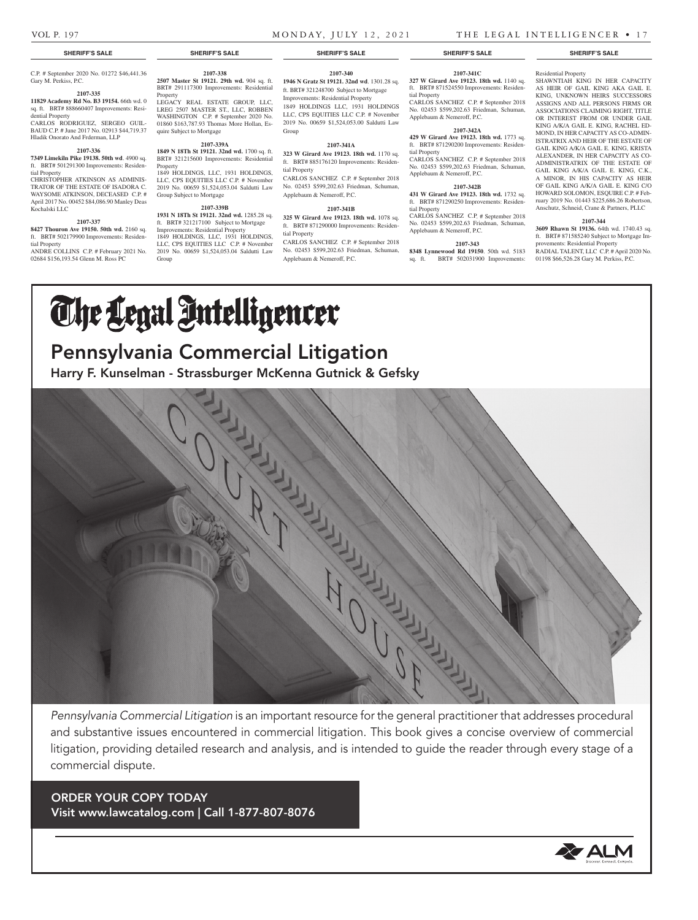## SHERIFF'S SALE

C.P. # September 2020 No. 01272 $46,441.36 Gary M. Perkiss, P.C.

**2107-335**

**11829 Academy Rd No. B3 19154.** 66th wd. 0 sq. ft. BRT# 888660407 Improvements: Residential Property
CARLOS RODRIGUEZ, SERGEO GUILBAUD C.P. # June 2017 No. 02913 $44,719.37 Hladik Onorato And Frderman, LLP

**2107-336**

**7349 Limekiln Pike 19138. 50th wd**. 4900 sq. ft. BRT# 501291300 Improvements: Residential Property
CHRISTOPHER ATKINSON AS ADMINISTRATOR OF THE ESTATE OF ISADORA C. WAYSOME ATKINSON, DECEASED C.P. # April 2017 No. 00452 $84,086.90 Manley Deas Kochalski LLC

**2107-337**

**8427 Thouron Ave 19150. 50th wd.** 2160 sq. ft. BRT# 502179900 Improvements: Residential Property
ANDRE COLLINS C.P. # February 2021 No. 02684 $156,193.54 Glenn M. Ross PC

**2107-338**

**2507 Master St 19121. 29th wd.** 904 sq. ft. BRT# 291117300 Improvements: Residential Property
LEGACY REAL ESTATE GROUP, LLC, LREG 2507 MASTER ST., LLC, ROBBEN WASHINGTON C.P. # September 2020 No. 01860 $163,787.93 Thomas More Hollan, Esquire Subject to Mortgage

**2107-339A**

**1849 N 18Th St 19121. 32nd wd.** 1700 sq. ft. BRT# 321215600 Improvements: Residential Property
1849 HOLDINGS, LLC, 1931 HOLDINGS, LLC, CPS EQUITIES LLC C.P. # November 2019 No. 00659 $1,524,053.04 Saldutti Law Group Subject to Mortgage

**2107-339B**

**1931 N 18Th St 19121. 32nd wd.** 1285.28 sq. ft. BRT# 321217100 Subject to Mortgage Improvements: Residential Property
1849 HOLDINGS, LLC, 1931 HOLDINGS, LLC, CPS EQUITIES LLC C.P. # November 2019 No. 00659 $1,524,053.04 Saldutti Law Group

**2107-340**

**1946 N Gratz St 19121. 32nd wd**. 1301.28 sq. ft. BRT# 321248700 Subject to Mortgage Improvements: Residential Property
1849 HOLDINGS LLC, 1931 HOLDINGS LLC, CPS EQUITIES LLC C.P. # November 2019 No. 00659 $1,524,053.00 Saldutti Law Group

**2107-341A**

**323 W Girard Ave 19123. 18th wd.** 1170 sq. ft. BRT# 885176120 Improvements: Residential Property
CARLOS SANCHEZ C.P. # September 2018 No. 02453 $599,202.63 Friedman, Schuman, Applebaum & Nemeroff, P.C.

**2107-341B**

**325 W Girard Ave 19123. 18th wd.** 1078 sq. ft. BRT# 871290000 Improvements: Residential Property
CARLOS SANCHEZ C.P. # September 2018 No. 02453 $599,202.63 Friedman, Schuman, Applebaum & Nemeroff, P.C.

**2107-341C**

**327 W Girard Ave 19123. 18th wd.** 1140 sq. ft. BRT# 871524550 Improvements: Residential Property
CARLOS SANCHEZ C.P. # September 2018 No. 02453 $599,202.63 Friedman, Schuman, Applebaum & Nemeroff, P.C.

**2107-342A**

**429 W Girard Ave 19123. 18th wd.** 1773 sq. ft. BRT# 871290200 Improvements: Residential Property
CARLOS SANCHEZ C.P. # September 2018 No. 02453 $599,202.63 Friedman, Schuman, Applebaum & Nemeroff, P.C.

**2107-342B**

**431 W Girard Ave 19123. 18th wd.** 1732 sq. ft. BRT# 871290250 Improvements: Residential Property
CARLOS SANCHEZ C.P. # September 2018 No. 02453 $599,202.63 Friedman, Schuman, Applebaum & Nemeroff, P.C.

**2107-343**

**8348 Lynnewood Rd 19150**. 50th wd. 5183 sq. ft. BRT# 502031900 Improvements: Residential Property
SHAWNTIAH KING IN HER CAPACITY AS HEIR OF GAIL KING AKA GAIL E. KING, UNKNOWN HEIRS SUCCESSORS ASSIGNS AND ALL PERSONS FIRMS OR ASSOCIATIONS CLAIMING RIGHT, TITLE OR INTEREST FROM OR UNDER GAIL KING A/K/A GAIL E. KING, RACHEL EDMOND, IN HER CAPACITY AS CO-ADMINISTRATRIX AND HEIR OF THE ESTATE OF GAIL KING A/K/A GAIL E. KING, KRISTA ALEXANDER, IN HER CAPACITY AS CO-ADMINISTRATRIX OF THE ESTATE OF GAIL KING A/K/A GAIL E. KING, C.K., A MINOR, IN HIS CAPACITY AS HEIR OF GAIL KING A/K/A GAIL E. KING C/O HOWARD SOLOMON, ESQUIRE C.P. # February 2019 No. 01443 $225,686.26 Robertson, Anschutz, Schneid, Crane & Partners, PLLC

**2107-344**

**3609 Rhawn St 19136.** 64th wd. 1740.43 sq. ft. BRT# 871585240 Subject to Mortgage Improvements: Residential Property
RADIAL TALENT, LLC C.P. # April 2020 No. 01198 $66,526.28 Gary M. Perkiss, P.C.

# The Legal Intelligencer

## Pennsylvania Commercial Litigation

### Harry F. Kunselman - Strassburger McKenna Gutnick & Gefsky

COURT HOUSE

*Pennsylvania Commercial Litigation* is an important resource for the general practitioner that addresses procedural and substantive issues encountered in commercial litigation. This book gives a concise overview of commercial litigation, providing detailed research and analysis, and is intended to guide the reader through every stage of a commercial dispute.

**ORDER YOUR COPY TODAY**
Visit www.lawcatalog.com | Call 1-877-807-8076

ALM Discover. Connect. Compete.